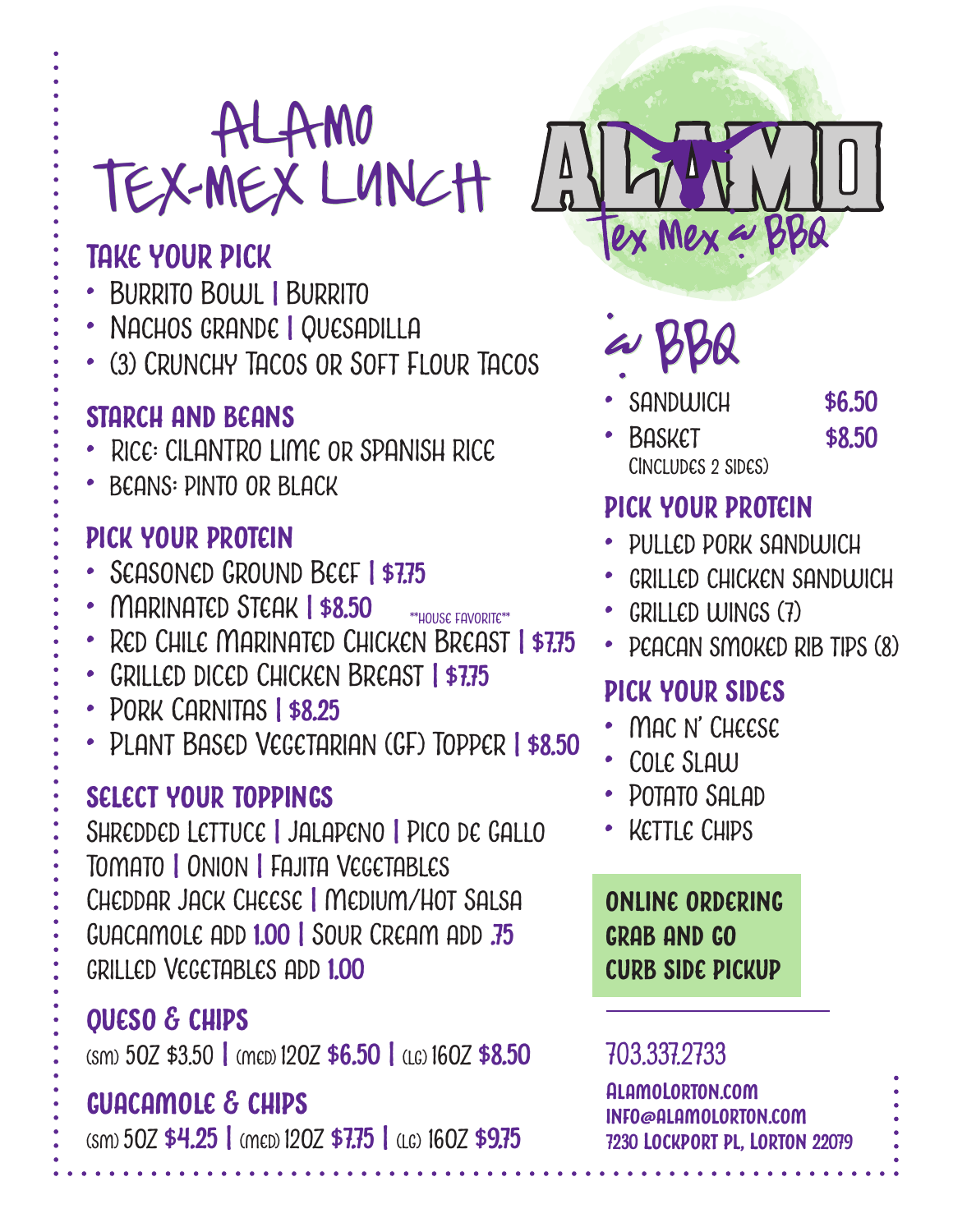# Alamo Tex-Mex Lunch

## Take Your Pick

- Burrito Bowl | Burrito
- Nachos Grande | Quesadilla
- (3) Crunchy Tacos or Soft Flour Tacos

## Starch and Beans

- Rice: Cilantro Lime or Spanish Rice
- Beans: Pinto or Black

## Pick Your Protein

- Seasoned Ground Beef | $7.75
- Marinated Steak | $8.50 **HOUSE FAVORITE**
- Red Chile Marinated Chicken Breast | $7.75
- Grilled Diced Chicken Breast | $7.75
- Pork Carnitas | $8.25
- Plant Based Vegetarian (GF) Topper | $8.50

## Select Your Toppings

Shredded Lettuce | Jalapeno | Pico de Gallo
Tomato | Onion | Fajita Vegetables
Cheddar Jack Cheese | Medium/Hot Salsa
Guacamole add 1.00 | Sour Cream add .75
Grilled Vegetables add 1.00

## Queso & Chips

(sm) 5oz $3.50 | (med) 12oz $6.50 | (lg) 16oz $8.50

## Guacamole & Chips

(sm) 5oz $4.25 | (med) 12oz $7.75 | (lg) 16oz $9.75

# Alamo Tex Mex & BBQ

## & BBQ

- Sandwich $6.50
- Basket $8.50
  (includes 2 sides)

## Pick Your Protein

- Pulled Pork Sandwich
- Grilled Chicken Sandwich
- Grilled Wings (7)
- Peacan Smoked Rib Tips (8)

## Pick Your Sides

- Mac N' Cheese
- Cole Slaw
- Potato Salad
- Kettle Chips

**Online Ordering**
**Grab and Go**
**Curb Side Pickup**

703.337.2733

**alamolorton.com**
**info@alamolorton.com**
**7230 Lockport Pl, Lorton 22079**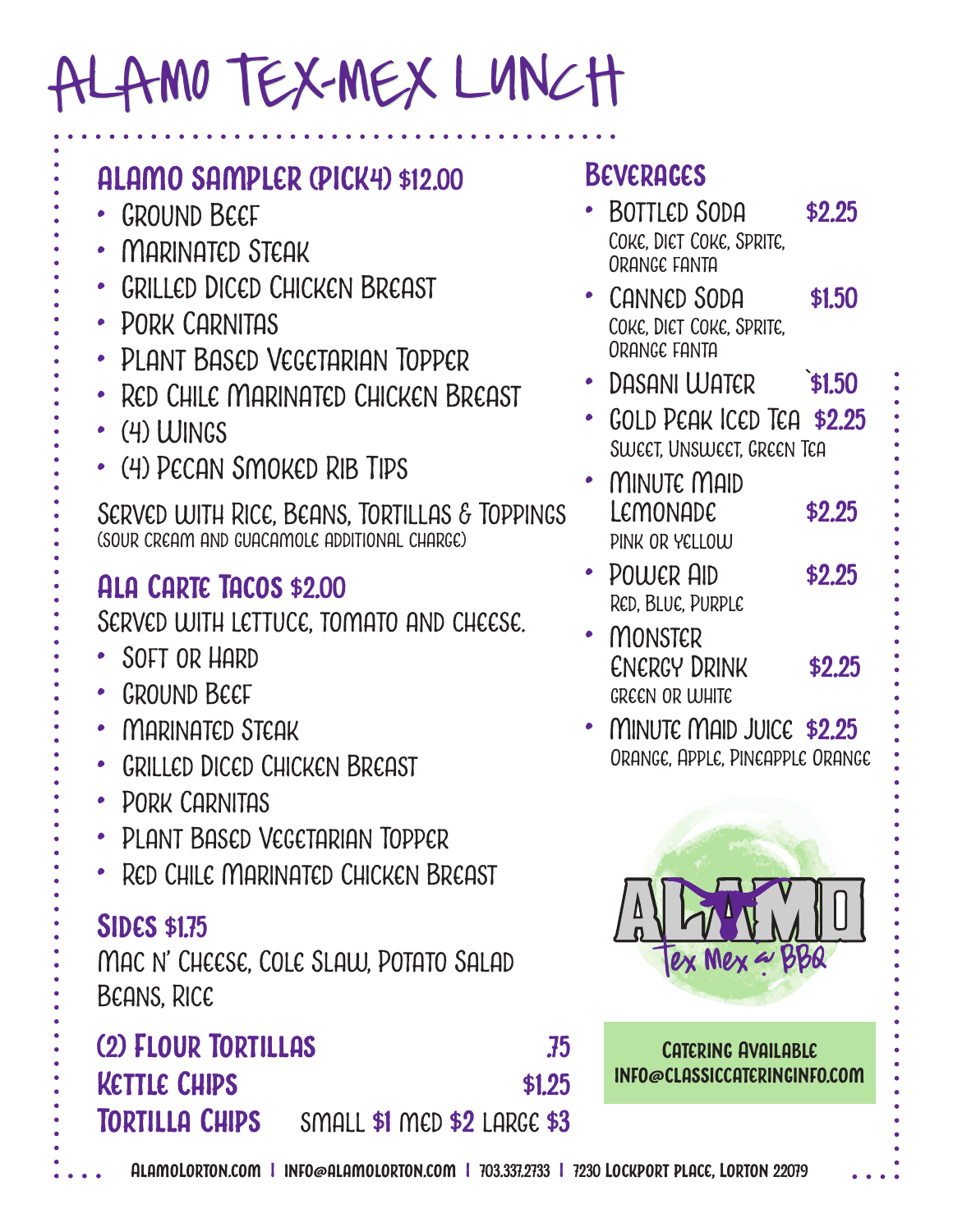# Alamo Tex-Mex Lunch

## Alamo Sampler (Pick4) $12.00

- Ground Beef
- Marinated Steak
- Grilled Diced Chicken Breast
- Pork Carnitas
- Plant Based Vegetarian Topper
- Red Chile Marinated Chicken Breast
- (4) Wings
- (4) Pecan Smoked Rib Tips

Served with Rice, Beans, Tortillas & Toppings
(Sour cream and guacamole additional charge)

## Ala Carte Tacos $2.00

Served with lettuce, tomato and cheese.

- Soft or Hard
- Ground Beef
- Marinated Steak
- Grilled Diced Chicken Breast
- Pork Carnitas
- Plant Based Vegetarian Topper
- Red Chile Marinated Chicken Breast

## Sides $1.75

Mac N' Cheese, Cole Slaw, Potato Salad
Beans, Rice

**(2) Flour Tortillas** .75
**Kettle Chips** $1.25
**Tortilla Chips** Small $1 Med $2 Large $3

## Beverages

- Bottled Soda $2.25
  Coke, Diet Coke, Sprite, Orange Fanta
- Canned Soda $1.50
  Coke, Diet Coke, Sprite, Orange Fanta
- Dasani Water `$1.50
- Gold Peak Iced Tea $2.25
  Sweet, Unsweet, Green Tea
- Minute Maid Lemonade $2.25
  Pink or Yellow
- Power Aid $2.25
  Red, Blue, Purple
- Monster Energy Drink $2.25
  Green or White
- Minute Maid Juice $2.25
  Orange, Apple, Pineapple Orange

Alamo Tex Mex & BBQ

Catering Available
info@classiccateringinfo.com

alamolorton.com | info@alamolorton.com | 703.337.2733 | 7230 Lockport Place, Lorton 22079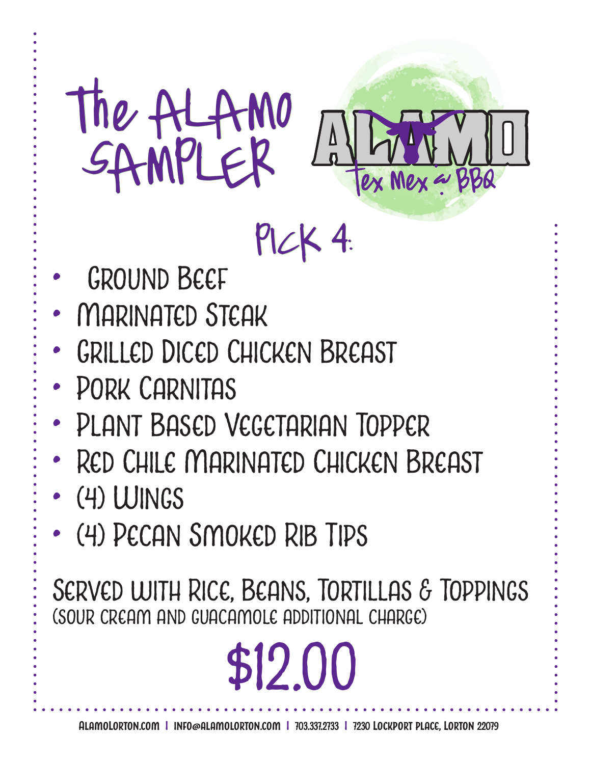# The ALAMO SAMPLER

ALAMO Tex Mex & BBQ

## PICK 4:

- Ground Beef
- Marinated Steak
- Grilled Diced Chicken Breast
- Pork Carnitas
- Plant Based Vegetarian Topper
- Red Chile Marinated Chicken Breast
- (4) Wings
- (4) Pecan Smoked Rib Tips

Served with Rice, Beans, Tortillas & Toppings
(Sour cream and guacamole additional charge)

## $12.00

alamolorton.com | info@alamolorton.com | 703.337.2733 | 7230 Lockport Place, Lorton 22079